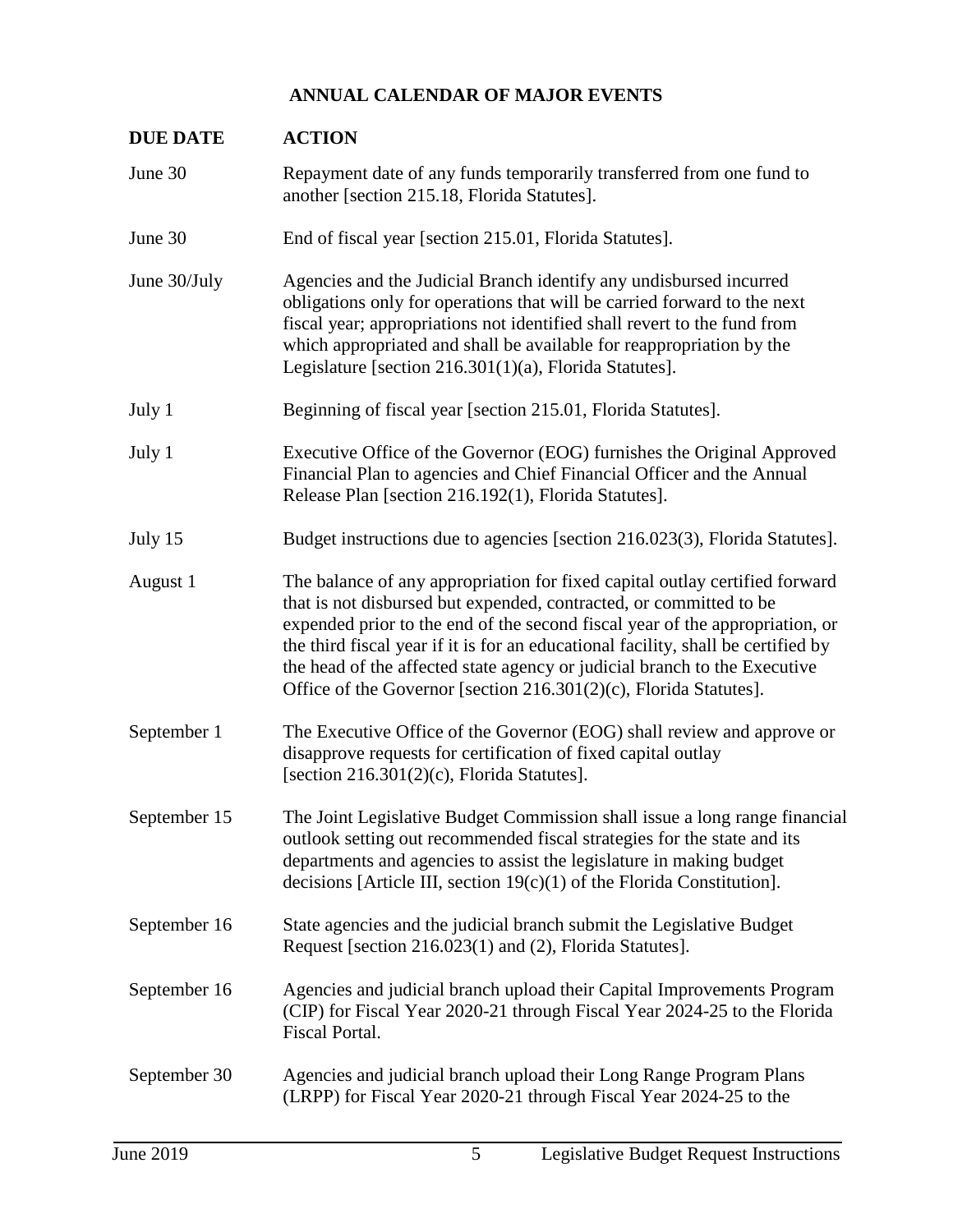## ANNUAL CALENDAR OF MAJOR EVENTS

| DUE DATE | ACTION |
|---|---|
| June 30 | Repayment date of any funds temporarily transferred from one fund to another [section 215.18, Florida Statutes]. |
| June 30 | End of fiscal year [section 215.01, Florida Statutes]. |
| June 30/July | Agencies and the Judicial Branch identify any undisbursed incurred obligations only for operations that will be carried forward to the next fiscal year; appropriations not identified shall revert to the fund from which appropriated and shall be available for reappropriation by the Legislature [section 216.301(1)(a), Florida Statutes]. |
| July 1 | Beginning of fiscal year [section 215.01, Florida Statutes]. |
| July 1 | Executive Office of the Governor (EOG) furnishes the Original Approved Financial Plan to agencies and Chief Financial Officer and the Annual Release Plan [section 216.192(1), Florida Statutes]. |
| July 15 | Budget instructions due to agencies [section 216.023(3), Florida Statutes]. |
| August 1 | The balance of any appropriation for fixed capital outlay certified forward that is not disbursed but expended, contracted, or committed to be expended prior to the end of the second fiscal year of the appropriation, or the third fiscal year if it is for an educational facility, shall be certified by the head of the affected state agency or judicial branch to the Executive Office of the Governor [section 216.301(2)(c), Florida Statutes]. |
| September 1 | The Executive Office of the Governor (EOG) shall review and approve or disapprove requests for certification of fixed capital outlay [section 216.301(2)(c), Florida Statutes]. |
| September 15 | The Joint Legislative Budget Commission shall issue a long range financial outlook setting out recommended fiscal strategies for the state and its departments and agencies to assist the legislature in making budget decisions [Article III, section 19(c)(1) of the Florida Constitution]. |
| September 16 | State agencies and the judicial branch submit the Legislative Budget Request [section 216.023(1) and (2), Florida Statutes]. |
| September 16 | Agencies and judicial branch upload their Capital Improvements Program (CIP) for Fiscal Year 2020-21 through Fiscal Year 2024-25 to the Florida Fiscal Portal. |
| September 30 | Agencies and judicial branch upload their Long Range Program Plans (LRPP) for Fiscal Year 2020-21 through Fiscal Year 2024-25 to the |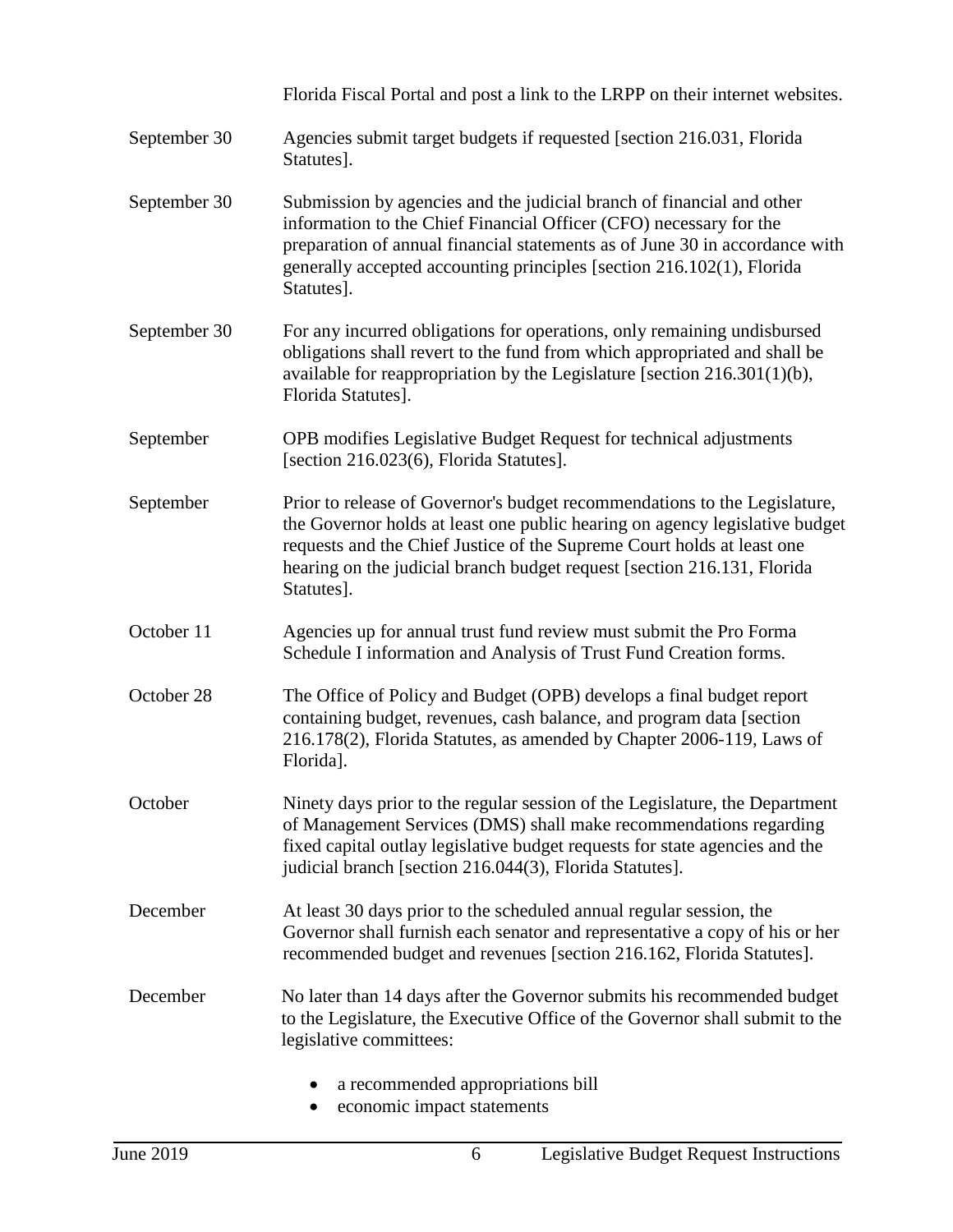| | |
|---|---|
| | Florida Fiscal Portal and post a link to the LRPP on their internet websites. |
| September 30 | Agencies submit target budgets if requested [section 216.031, Florida Statutes]. |
| September 30 | Submission by agencies and the judicial branch of financial and other information to the Chief Financial Officer (CFO) necessary for the preparation of annual financial statements as of June 30 in accordance with generally accepted accounting principles [section 216.102(1), Florida Statutes]. |
| September 30 | For any incurred obligations for operations, only remaining undisbursed obligations shall revert to the fund from which appropriated and shall be available for reappropriation by the Legislature [section 216.301(1)(b), Florida Statutes]. |
| September | OPB modifies Legislative Budget Request for technical adjustments [section 216.023(6), Florida Statutes]. |
| September | Prior to release of Governor's budget recommendations to the Legislature, the Governor holds at least one public hearing on agency legislative budget requests and the Chief Justice of the Supreme Court holds at least one hearing on the judicial branch budget request [section 216.131, Florida Statutes]. |
| October 11 | Agencies up for annual trust fund review must submit the Pro Forma Schedule I information and Analysis of Trust Fund Creation forms. |
| October 28 | The Office of Policy and Budget (OPB) develops a final budget report containing budget, revenues, cash balance, and program data [section 216.178(2), Florida Statutes, as amended by Chapter 2006-119, Laws of Florida]. |
| October | Ninety days prior to the regular session of the Legislature, the Department of Management Services (DMS) shall make recommendations regarding fixed capital outlay legislative budget requests for state agencies and the judicial branch [section 216.044(3), Florida Statutes]. |
| December | At least 30 days prior to the scheduled annual regular session, the Governor shall furnish each senator and representative a copy of his or her recommended budget and revenues [section 216.162, Florida Statutes]. |
| December | No later than 14 days after the Governor submits his recommended budget to the Legislature, the Executive Office of the Governor shall submit to the legislative committees:<br>• a recommended appropriations bill<br>• economic impact statements |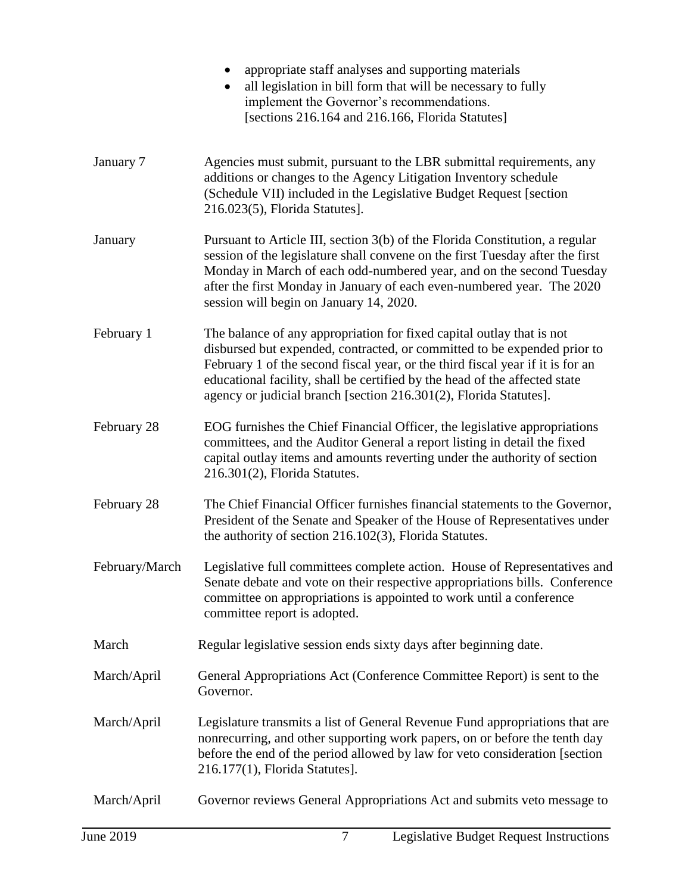- appropriate staff analyses and supporting materials
- all legislation in bill form that will be necessary to fully implement the Governor's recommendations. [sections 216.164 and 216.166, Florida Statutes]

| | |
|---|---|
| January 7 | Agencies must submit, pursuant to the LBR submittal requirements, any additions or changes to the Agency Litigation Inventory schedule (Schedule VII) included in the Legislative Budget Request [section 216.023(5), Florida Statutes]. |
| January | Pursuant to Article III, section 3(b) of the Florida Constitution, a regular session of the legislature shall convene on the first Tuesday after the first Monday in March of each odd-numbered year, and on the second Tuesday after the first Monday in January of each even-numbered year. The 2020 session will begin on January 14, 2020. |
| February 1 | The balance of any appropriation for fixed capital outlay that is not disbursed but expended, contracted, or committed to be expended prior to February 1 of the second fiscal year, or the third fiscal year if it is for an educational facility, shall be certified by the head of the affected state agency or judicial branch [section 216.301(2), Florida Statutes]. |
| February 28 | EOG furnishes the Chief Financial Officer, the legislative appropriations committees, and the Auditor General a report listing in detail the fixed capital outlay items and amounts reverting under the authority of section 216.301(2), Florida Statutes. |
| February 28 | The Chief Financial Officer furnishes financial statements to the Governor, President of the Senate and Speaker of the House of Representatives under the authority of section 216.102(3), Florida Statutes. |
| February/March | Legislative full committees complete action. House of Representatives and Senate debate and vote on their respective appropriations bills. Conference committee on appropriations is appointed to work until a conference committee report is adopted. |
| March | Regular legislative session ends sixty days after beginning date. |
| March/April | General Appropriations Act (Conference Committee Report) is sent to the Governor. |
| March/April | Legislature transmits a list of General Revenue Fund appropriations that are nonrecurring, and other supporting work papers, on or before the tenth day before the end of the period allowed by law for veto consideration [section 216.177(1), Florida Statutes]. |
| March/April | Governor reviews General Appropriations Act and submits veto message to |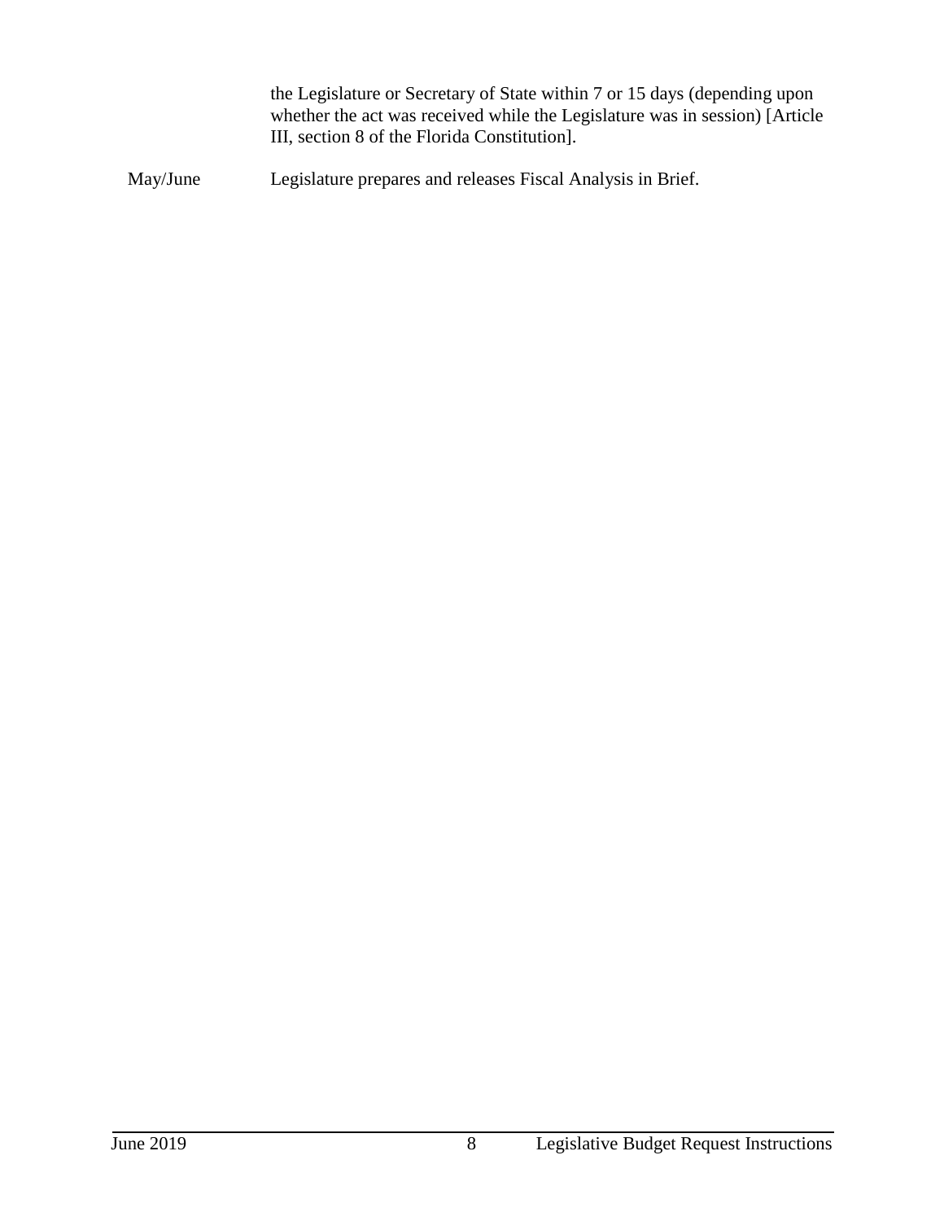the Legislature or Secretary of State within 7 or 15 days (depending upon whether the act was received while the Legislature was in session) [Article III, section 8 of the Florida Constitution].

May/June Legislature prepares and releases Fiscal Analysis in Brief.